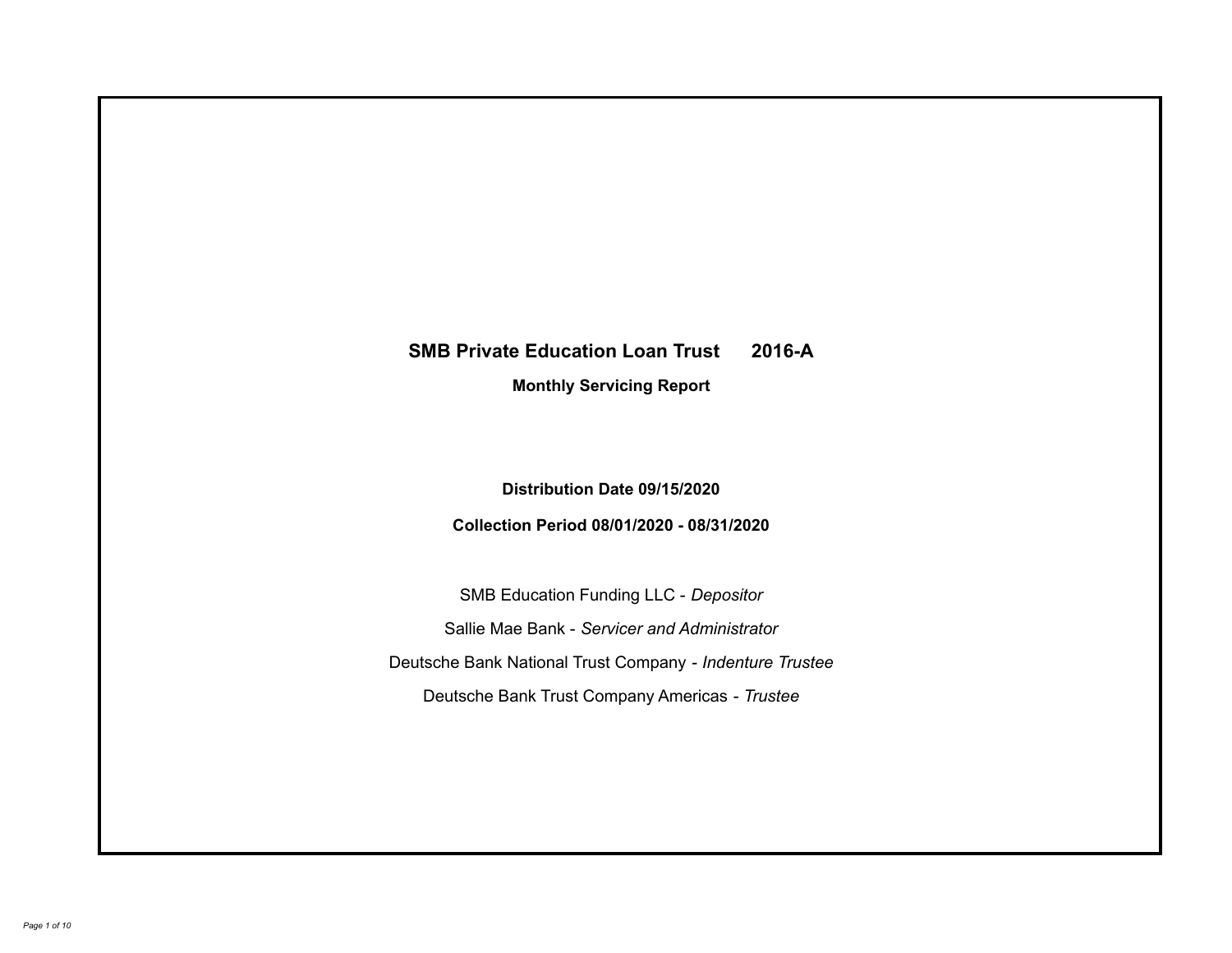# SMB Private Education Loan Trust 2016-A

## Monthly Servicing Report

**Distribution Date 09/15/2020**

**Collection Period 08/01/2020 - 08/31/2020**

SMB Education Funding LLC - *Depositor*

Sallie Mae Bank - *Servicer and Administrator*

Deutsche Bank National Trust Company - *Indenture Trustee*

Deutsche Bank Trust Company Americas - *Trustee*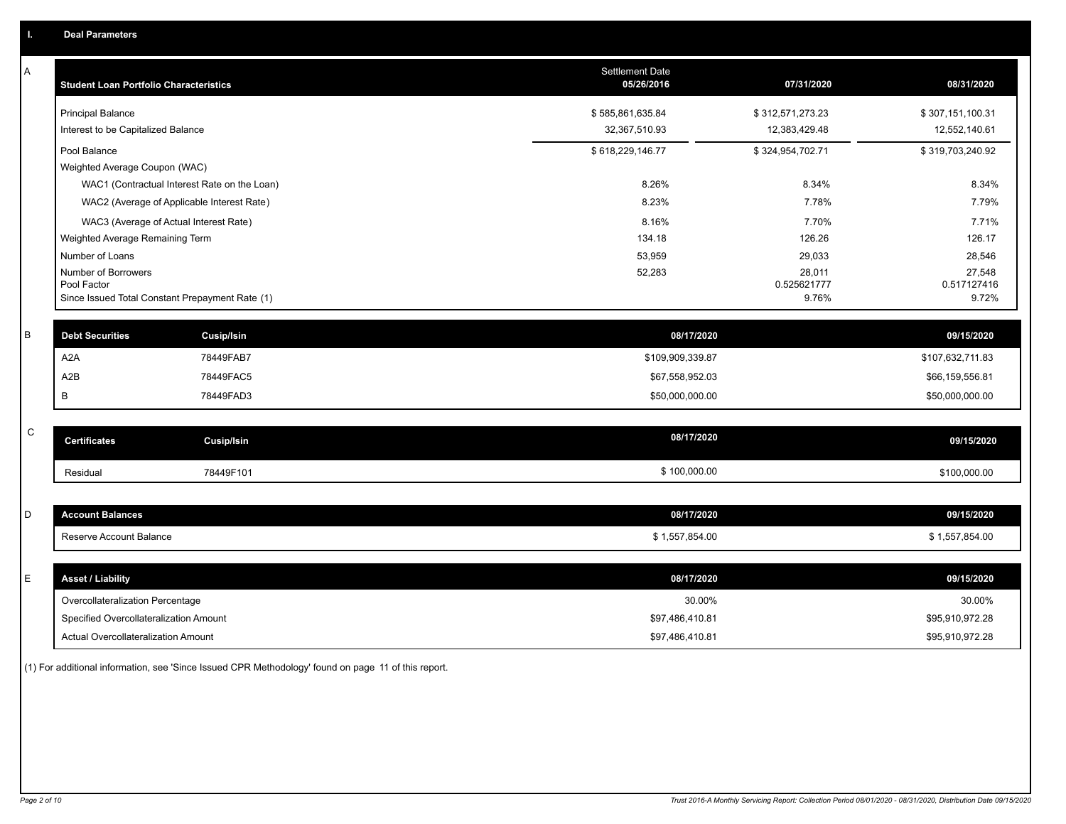# I. Deal Parameters

## A

| Student Loan Portfolio Characteristics | Settlement Date 05/26/2016 | 07/31/2020 | 08/31/2020 |
|---|---|---|---|
| Principal Balance | $ 585,861,635.84 | $ 312,571,273.23 | $ 307,151,100.31 |
| Interest to be Capitalized Balance | 32,367,510.93 | 12,383,429.48 | 12,552,140.61 |
| Pool Balance | $ 618,229,146.77 | $ 324,954,702.71 | $ 319,703,240.92 |
| Weighted Average Coupon (WAC) | | | |
| WAC1 (Contractual Interest Rate on the Loan) | 8.26% | 8.34% | 8.34% |
| WAC2 (Average of Applicable Interest Rate) | 8.23% | 7.78% | 7.79% |
| WAC3 (Average of Actual Interest Rate) | 8.16% | 7.70% | 7.71% |
| Weighted Average Remaining Term | 134.18 | 126.26 | 126.17 |
| Number of Loans | 53,959 | 29,033 | 28,546 |
| Number of Borrowers | 52,283 | 28,011 | 27,548 |
| Pool Factor | | 0.525621777 | 0.517127416 |
| Since Issued Total Constant Prepayment Rate (1) | | 9.76% | 9.72% |

## B

| Debt Securities | Cusip/Isin | 08/17/2020 | 09/15/2020 |
|---|---|---|---|
| A2A | 78449FAB7 | $109,909,339.87 | $107,632,711.83 |
| A2B | 78449FAC5 | $67,558,952.03 | $66,159,556.81 |
| B | 78449FAD3 | $50,000,000.00 | $50,000,000.00 |

## C

| Certificates | Cusip/Isin | 08/17/2020 | 09/15/2020 |
|---|---|---|---|
| Residual | 78449F101 | $ 100,000.00 | $100,000.00 |

## D

| Account Balances | 08/17/2020 | 09/15/2020 |
|---|---|---|
| Reserve Account Balance | $ 1,557,854.00 | $ 1,557,854.00 |

## E

| Asset / Liability | 08/17/2020 | 09/15/2020 |
|---|---|---|
| Overcollateralization Percentage | 30.00% | 30.00% |
| Specified Overcollateralization Amount | $97,486,410.81 | $95,910,972.28 |
| Actual Overcollateralization Amount | $97,486,410.81 | $95,910,972.28 |

(1) For additional information, see 'Since Issued CPR Methodology' found on page 11 of this report.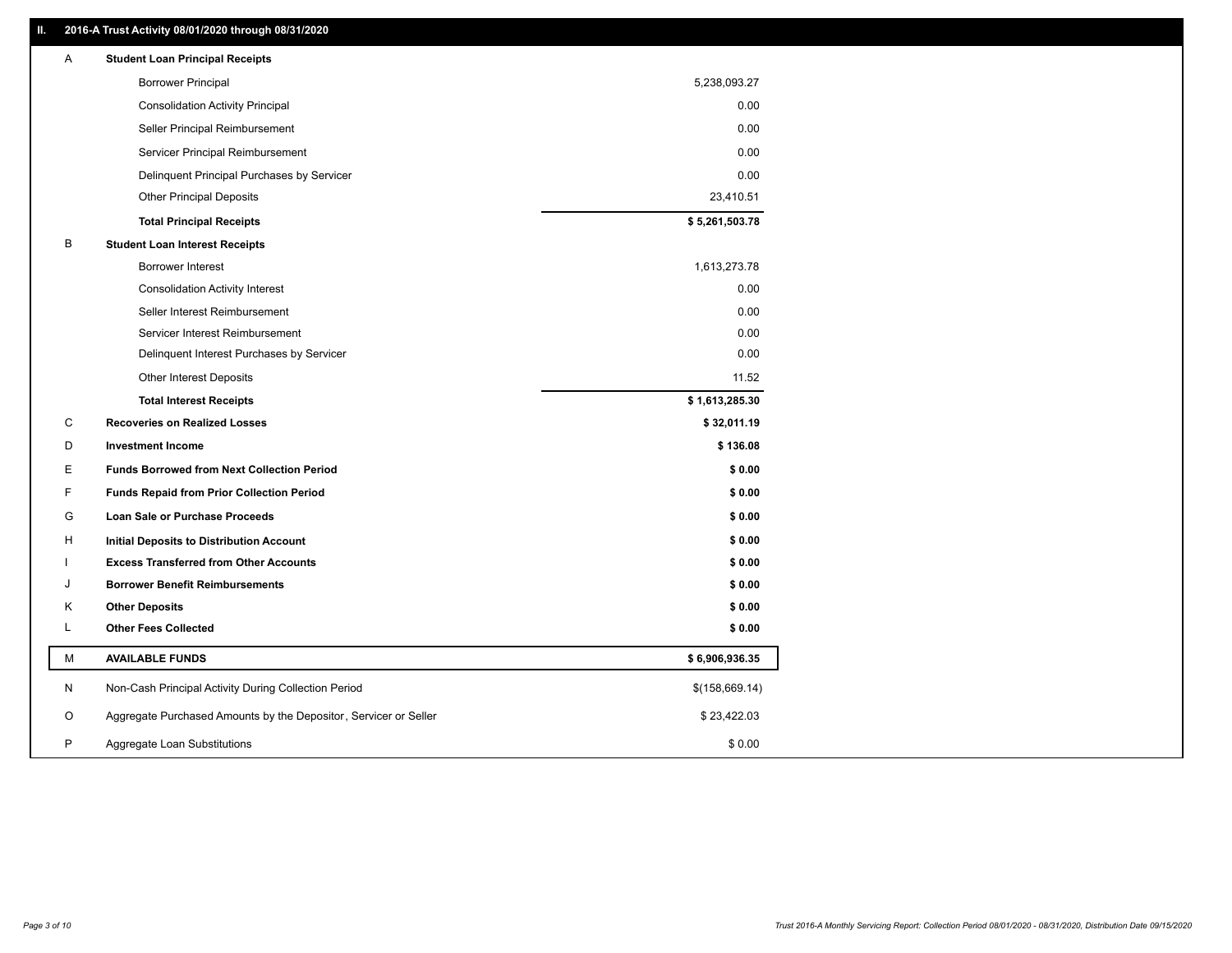## II. 2016-A Trust Activity 08/01/2020 through 08/31/2020

| | | |
|---|---|---|
| A | **Student Loan Principal Receipts** | |
| | Borrower Principal | 5,238,093.27 |
| | Consolidation Activity Principal | 0.00 |
| | Seller Principal Reimbursement | 0.00 |
| | Servicer Principal Reimbursement | 0.00 |
| | Delinquent Principal Purchases by Servicer | 0.00 |
| | Other Principal Deposits | 23,410.51 |
| | **Total Principal Receipts** | **$ 5,261,503.78** |
| B | **Student Loan Interest Receipts** | |
| | Borrower Interest | 1,613,273.78 |
| | Consolidation Activity Interest | 0.00 |
| | Seller Interest Reimbursement | 0.00 |
| | Servicer Interest Reimbursement | 0.00 |
| | Delinquent Interest Purchases by Servicer | 0.00 |
| | Other Interest Deposits | 11.52 |
| | **Total Interest Receipts** | **$ 1,613,285.30** |
| C | **Recoveries on Realized Losses** | **$ 32,011.19** |
| D | **Investment Income** | **$ 136.08** |
| E | **Funds Borrowed from Next Collection Period** | **$ 0.00** |
| F | **Funds Repaid from Prior Collection Period** | **$ 0.00** |
| G | **Loan Sale or Purchase Proceeds** | **$ 0.00** |
| H | **Initial Deposits to Distribution Account** | **$ 0.00** |
| I | **Excess Transferred from Other Accounts** | **$ 0.00** |
| J | **Borrower Benefit Reimbursements** | **$ 0.00** |
| K | **Other Deposits** | **$ 0.00** |
| L | **Other Fees Collected** | **$ 0.00** |
| M | **AVAILABLE FUNDS** | **$ 6,906,936.35** |
| N | Non-Cash Principal Activity During Collection Period | $(158,669.14) |
| O | Aggregate Purchased Amounts by the Depositor, Servicer or Seller | $ 23,422.03 |
| P | Aggregate Loan Substitutions | $ 0.00 |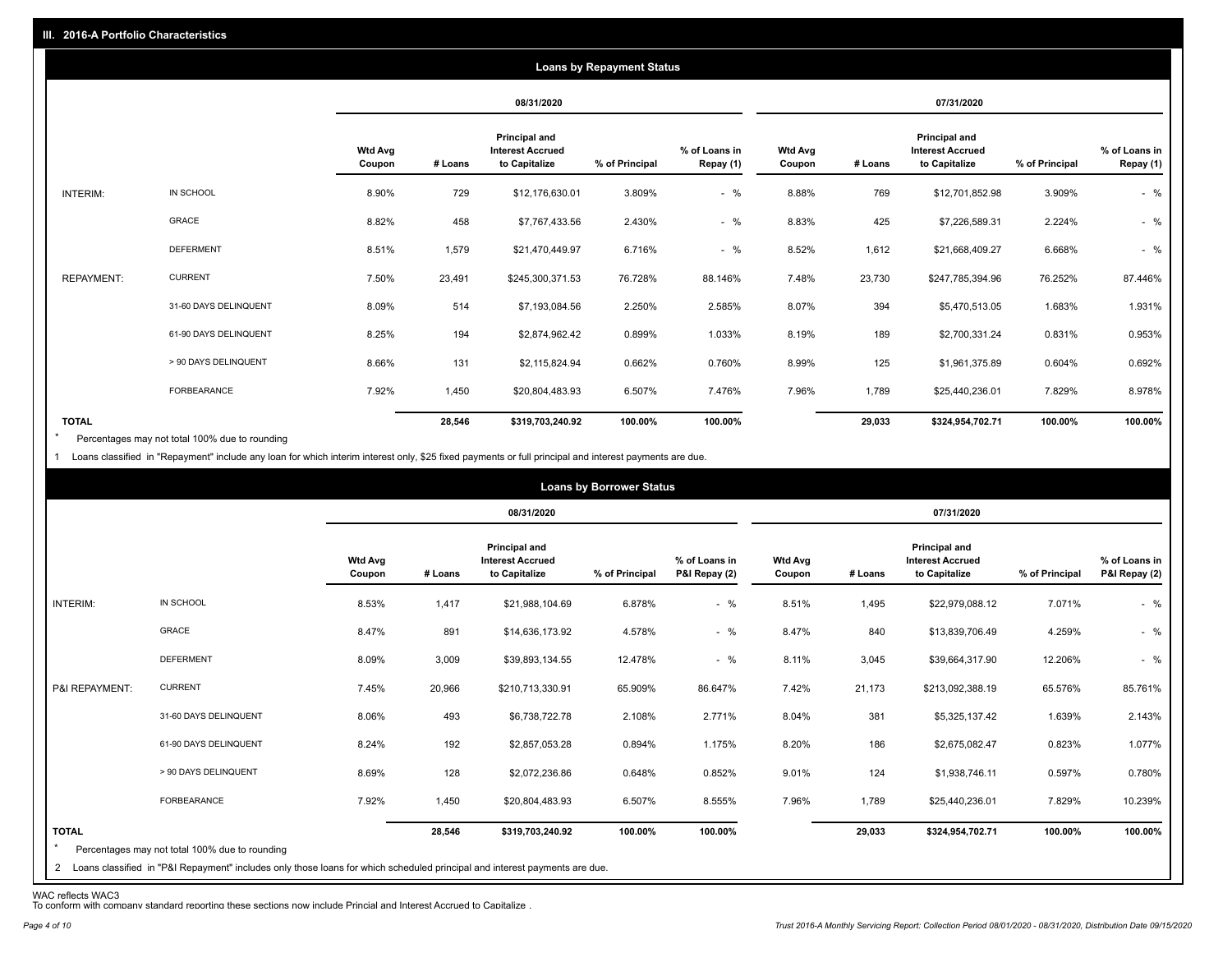## III. 2016-A Portfolio Characteristics

### Loans by Repayment Status

| | | 08/31/2020 | | | | | 07/31/2020 | | | | |
|---|---|---|---|---|---|---|---|---|---|---|---|
| | | Wtd Avg Coupon | # Loans | Principal and Interest Accrued to Capitalize | % of Principal | % of Loans in Repay (1) | Wtd Avg Coupon | # Loans | Principal and Interest Accrued to Capitalize | % of Principal | % of Loans in Repay (1) |
| INTERIM: | IN SCHOOL | 8.90% | 729 | $12,176,630.01 | 3.809% | - % | 8.88% | 769 | $12,701,852.98 | 3.909% | - % |
| | GRACE | 8.82% | 458 | $7,767,433.56 | 2.430% | - % | 8.83% | 425 | $7,226,589.31 | 2.224% | - % |
| | DEFERMENT | 8.51% | 1,579 | $21,470,449.97 | 6.716% | - % | 8.52% | 1,612 | $21,668,409.27 | 6.668% | - % |
| REPAYMENT: | CURRENT | 7.50% | 23,491 | $245,300,371.53 | 76.728% | 88.146% | 7.48% | 23,730 | $247,785,394.96 | 76.252% | 87.446% |
| | 31-60 DAYS DELINQUENT | 8.09% | 514 | $7,193,084.56 | 2.250% | 2.585% | 8.07% | 394 | $5,470,513.05 | 1.683% | 1.931% |
| | 61-90 DAYS DELINQUENT | 8.25% | 194 | $2,874,962.42 | 0.899% | 1.033% | 8.19% | 189 | $2,700,331.24 | 0.831% | 0.953% |
| | > 90 DAYS DELINQUENT | 8.66% | 131 | $2,115,824.94 | 0.662% | 0.760% | 8.99% | 125 | $1,961,375.89 | 0.604% | 0.692% |
| | FORBEARANCE | 7.92% | 1,450 | $20,804,483.93 | 6.507% | 7.476% | 7.96% | 1,789 | $25,440,236.01 | 7.829% | 8.978% |
| TOTAL | | | 28,546 | $319,703,240.92 | 100.00% | 100.00% | | 29,033 | $324,954,702.71 | 100.00% | 100.00% |

* Percentages may not total 100% due to rounding

1 Loans classified in "Repayment" include any loan for which interim interest only, $25 fixed payments or full principal and interest payments are due.

### Loans by Borrower Status

| | | 08/31/2020 | | | | | 07/31/2020 | | | | |
|---|---|---|---|---|---|---|---|---|---|---|---|
| | | Wtd Avg Coupon | # Loans | Principal and Interest Accrued to Capitalize | % of Principal | % of Loans in P&I Repay (2) | Wtd Avg Coupon | # Loans | Principal and Interest Accrued to Capitalize | % of Principal | % of Loans in P&I Repay (2) |
| INTERIM: | IN SCHOOL | 8.53% | 1,417 | $21,988,104.69 | 6.878% | - % | 8.51% | 1,495 | $22,979,088.12 | 7.071% | - % |
| | GRACE | 8.47% | 891 | $14,636,173.92 | 4.578% | - % | 8.47% | 840 | $13,839,706.49 | 4.259% | - % |
| | DEFERMENT | 8.09% | 3,009 | $39,893,134.55 | 12.478% | - % | 8.11% | 3,045 | $39,664,317.90 | 12.206% | - % |
| P&I REPAYMENT: | CURRENT | 7.45% | 20,966 | $210,713,330.91 | 65.909% | 86.647% | 7.42% | 21,173 | $213,092,388.19 | 65.576% | 85.761% |
| | 31-60 DAYS DELINQUENT | 8.06% | 493 | $6,738,722.78 | 2.108% | 2.771% | 8.04% | 381 | $5,325,137.42 | 1.639% | 2.143% |
| | 61-90 DAYS DELINQUENT | 8.24% | 192 | $2,857,053.28 | 0.894% | 1.175% | 8.20% | 186 | $2,675,082.47 | 0.823% | 1.077% |
| | > 90 DAYS DELINQUENT | 8.69% | 128 | $2,072,236.86 | 0.648% | 0.852% | 9.01% | 124 | $1,938,746.11 | 0.597% | 0.780% |
| | FORBEARANCE | 7.92% | 1,450 | $20,804,483.93 | 6.507% | 8.555% | 7.96% | 1,789 | $25,440,236.01 | 7.829% | 10.239% |
| TOTAL | | | 28,546 | $319,703,240.92 | 100.00% | 100.00% | | 29,033 | $324,954,702.71 | 100.00% | 100.00% |

* Percentages may not total 100% due to rounding

2 Loans classified in "P&I Repayment" includes only those loans for which scheduled principal and interest payments are due.

WAC reflects WAC3
To conform with company standard reporting these sections now include Princial and Interest Accrued to Capitalize .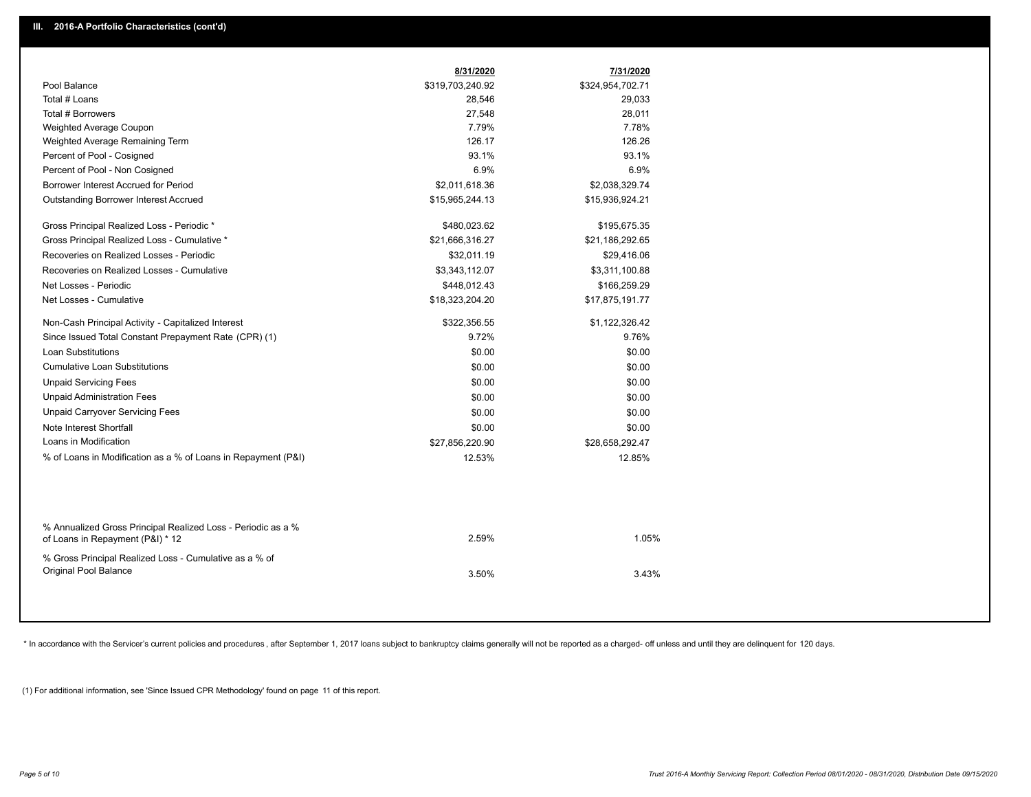## III. 2016-A Portfolio Characteristics (cont'd)

| | 8/31/2020 | 7/31/2020 |
|---|---|---|
| Pool Balance | $319,703,240.92 | $324,954,702.71 |
| Total # Loans | 28,546 | 29,033 |
| Total # Borrowers | 27,548 | 28,011 |
| Weighted Average Coupon | 7.79% | 7.78% |
| Weighted Average Remaining Term | 126.17 | 126.26 |
| Percent of Pool - Cosigned | 93.1% | 93.1% |
| Percent of Pool - Non Cosigned | 6.9% | 6.9% |
| Borrower Interest Accrued for Period | $2,011,618.36 | $2,038,329.74 |
| Outstanding Borrower Interest Accrued | $15,965,244.13 | $15,936,924.21 |
| Gross Principal Realized Loss - Periodic * | $480,023.62 | $195,675.35 |
| Gross Principal Realized Loss - Cumulative * | $21,666,316.27 | $21,186,292.65 |
| Recoveries on Realized Losses - Periodic | $32,011.19 | $29,416.06 |
| Recoveries on Realized Losses - Cumulative | $3,343,112.07 | $3,311,100.88 |
| Net Losses - Periodic | $448,012.43 | $166,259.29 |
| Net Losses - Cumulative | $18,323,204.20 | $17,875,191.77 |
| Non-Cash Principal Activity - Capitalized Interest | $322,356.55 | $1,122,326.42 |
| Since Issued Total Constant Prepayment Rate (CPR) (1) | 9.72% | 9.76% |
| Loan Substitutions | $0.00 | $0.00 |
| Cumulative Loan Substitutions | $0.00 | $0.00 |
| Unpaid Servicing Fees | $0.00 | $0.00 |
| Unpaid Administration Fees | $0.00 | $0.00 |
| Unpaid Carryover Servicing Fees | $0.00 | $0.00 |
| Note Interest Shortfall | $0.00 | $0.00 |
| Loans in Modification | $27,856,220.90 | $28,658,292.47 |
| % of Loans in Modification as a % of Loans in Repayment (P&I) | 12.53% | 12.85% |
| % Annualized Gross Principal Realized Loss - Periodic as a % of Loans in Repayment (P&I) * 12 | 2.59% | 1.05% |
| % Gross Principal Realized Loss - Cumulative as a % of Original Pool Balance | 3.50% | 3.43% |

* In accordance with the Servicer's current policies and procedures, after September 1, 2017 loans subject to bankruptcy claims generally will not be reported as a charged- off unless and until they are delinquent for 120 days.

(1) For additional information, see 'Since Issued CPR Methodology' found on page 11 of this report.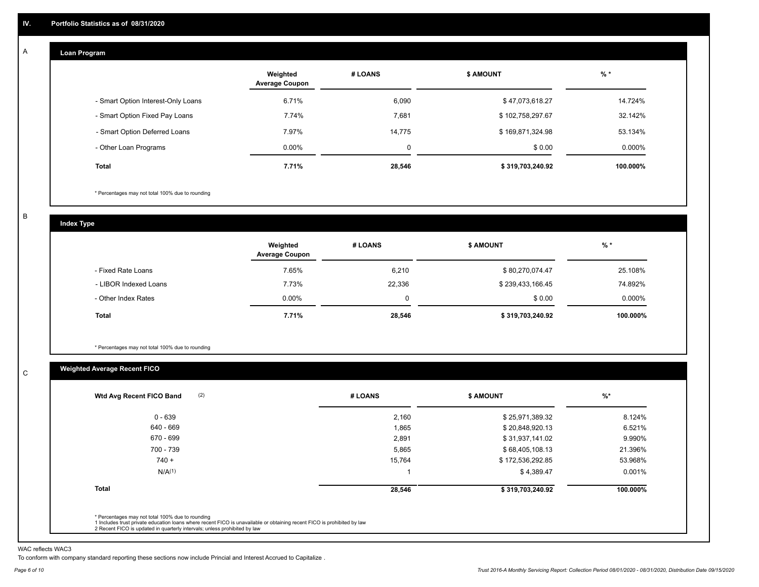## IV. Portfolio Statistics as of 08/31/2020

### A Loan Program

| | Weighted Average Coupon | # LOANS | $ AMOUNT | % * |
|---|---|---|---|---|
| - Smart Option Interest-Only Loans | 6.71% | 6,090 | $ 47,073,618.27 | 14.724% |
| - Smart Option Fixed Pay Loans | 7.74% | 7,681 | $ 102,758,297.67 | 32.142% |
| - Smart Option Deferred Loans | 7.97% | 14,775 | $ 169,871,324.98 | 53.134% |
| - Other Loan Programs | 0.00% | 0 | $ 0.00 | 0.000% |
| **Total** | **7.71%** | **28,546** | **$ 319,703,240.92** | **100.000%** |

\* Percentages may not total 100% due to rounding

### B Index Type

| | Weighted Average Coupon | # LOANS | $ AMOUNT | % * |
|---|---|---|---|---|
| - Fixed Rate Loans | 7.65% | 6,210 | $ 80,270,074.47 | 25.108% |
| - LIBOR Indexed Loans | 7.73% | 22,336 | $ 239,433,166.45 | 74.892% |
| - Other Index Rates | 0.00% | 0 | $ 0.00 | 0.000% |
| **Total** | **7.71%** | **28,546** | **$ 319,703,240.92** | **100.000%** |

\* Percentages may not total 100% due to rounding

### C Weighted Average Recent FICO

| Wtd Avg Recent FICO Band (2) | # LOANS | $ AMOUNT | %* |
|---|---|---|---|
| 0 - 639 | 2,160 | $ 25,971,389.32 | 8.124% |
| 640 - 669 | 1,865 | $ 20,848,920.13 | 6.521% |
| 670 - 699 | 2,891 | $ 31,937,141.02 | 9.990% |
| 700 - 739 | 5,865 | $ 68,405,108.13 | 21.396% |
| 740 + | 15,764 | $ 172,536,292.85 | 53.968% |
| N/A(1) | 1 | $ 4,389.47 | 0.001% |
| **Total** | **28,546** | **$ 319,703,240.92** | **100.000%** |

\* Percentages may not total 100% due to rounding
1 Includes trust private education loans where recent FICO is unavailable or obtaining recent FICO is prohibited by law
2 Recent FICO is updated in quarterly intervals; unless prohibited by law

WAC reflects WAC3

To conform with company standard reporting these sections now include Princial and Interest Accrued to Capitalize .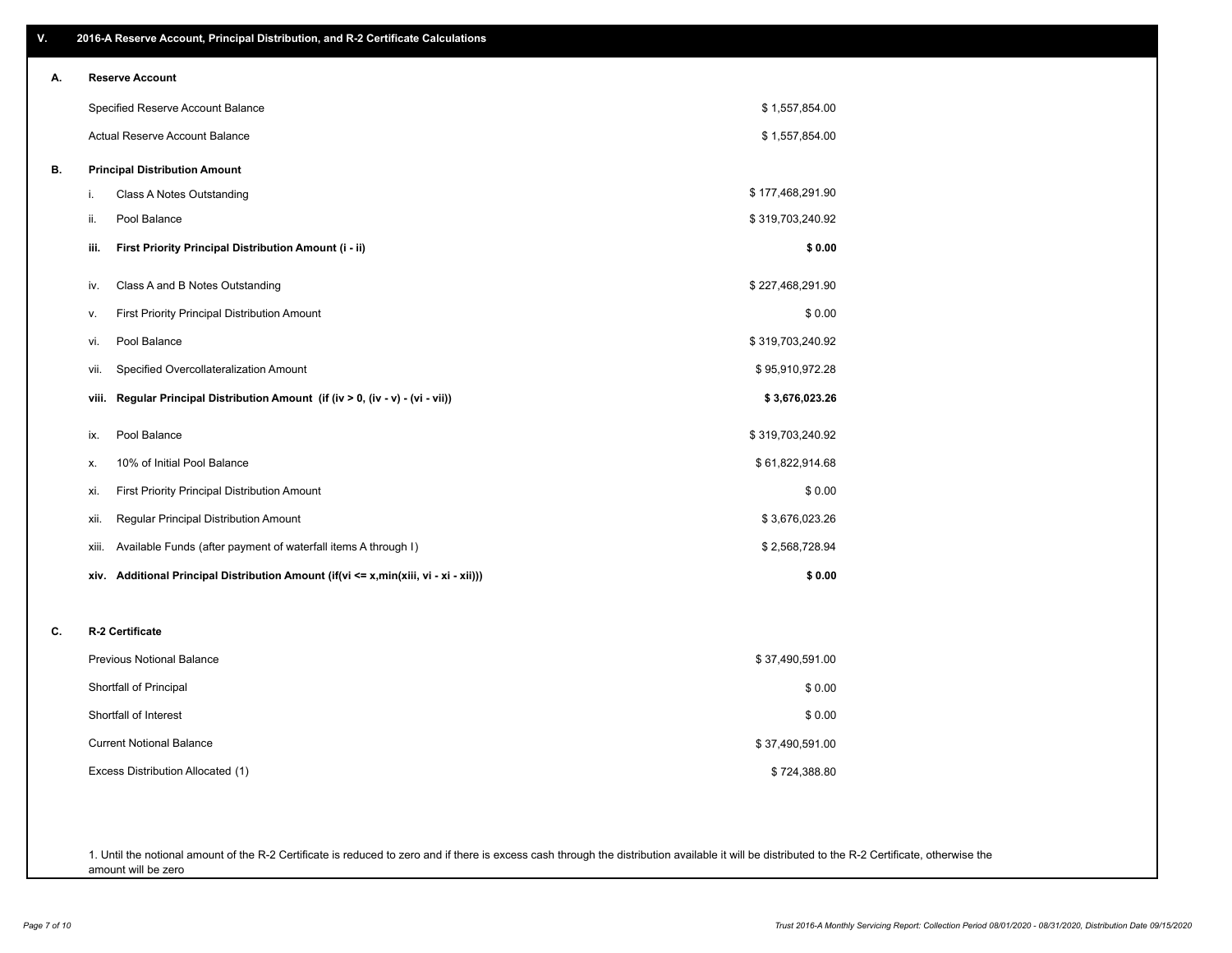## V. 2016-A Reserve Account, Principal Distribution, and R-2 Certificate Calculations

### A. Reserve Account

| | |
|---|---|
| Specified Reserve Account Balance | $ 1,557,854.00 |
| Actual Reserve Account Balance | $ 1,557,854.00 |

### B. Principal Distribution Amount

| | | |
|---|---|---|
| i. | Class A Notes Outstanding | $ 177,468,291.90 |
| ii. | Pool Balance | $ 319,703,240.92 |
| **iii.** | **First Priority Principal Distribution Amount (i - ii)** | **$ 0.00** |
| iv. | Class A and B Notes Outstanding | $ 227,468,291.90 |
| v. | First Priority Principal Distribution Amount | $ 0.00 |
| vi. | Pool Balance | $ 319,703,240.92 |
| vii. | Specified Overcollateralization Amount | $ 95,910,972.28 |
| **viii.** | **Regular Principal Distribution Amount (if (iv > 0, (iv - v) - (vi - vii))** | **$ 3,676,023.26** |
| ix. | Pool Balance | $ 319,703,240.92 |
| x. | 10% of Initial Pool Balance | $ 61,822,914.68 |
| xi. | First Priority Principal Distribution Amount | $ 0.00 |
| xii. | Regular Principal Distribution Amount | $ 3,676,023.26 |
| xiii. | Available Funds (after payment of waterfall items A through I) | $ 2,568,728.94 |
| **xiv.** | **Additional Principal Distribution Amount (if(vi <= x,min(xiii, vi - xi - xii)))** | **$ 0.00** |

### C. R-2 Certificate

| | |
|---|---|
| Previous Notional Balance | $ 37,490,591.00 |
| Shortfall of Principal | $ 0.00 |
| Shortfall of Interest | $ 0.00 |
| Current Notional Balance | $ 37,490,591.00 |
| Excess Distribution Allocated (1) | $ 724,388.80 |

1. Until the notional amount of the R-2 Certificate is reduced to zero and if there is excess cash through the distribution available it will be distributed to the R-2 Certificate, otherwise the amount will be zero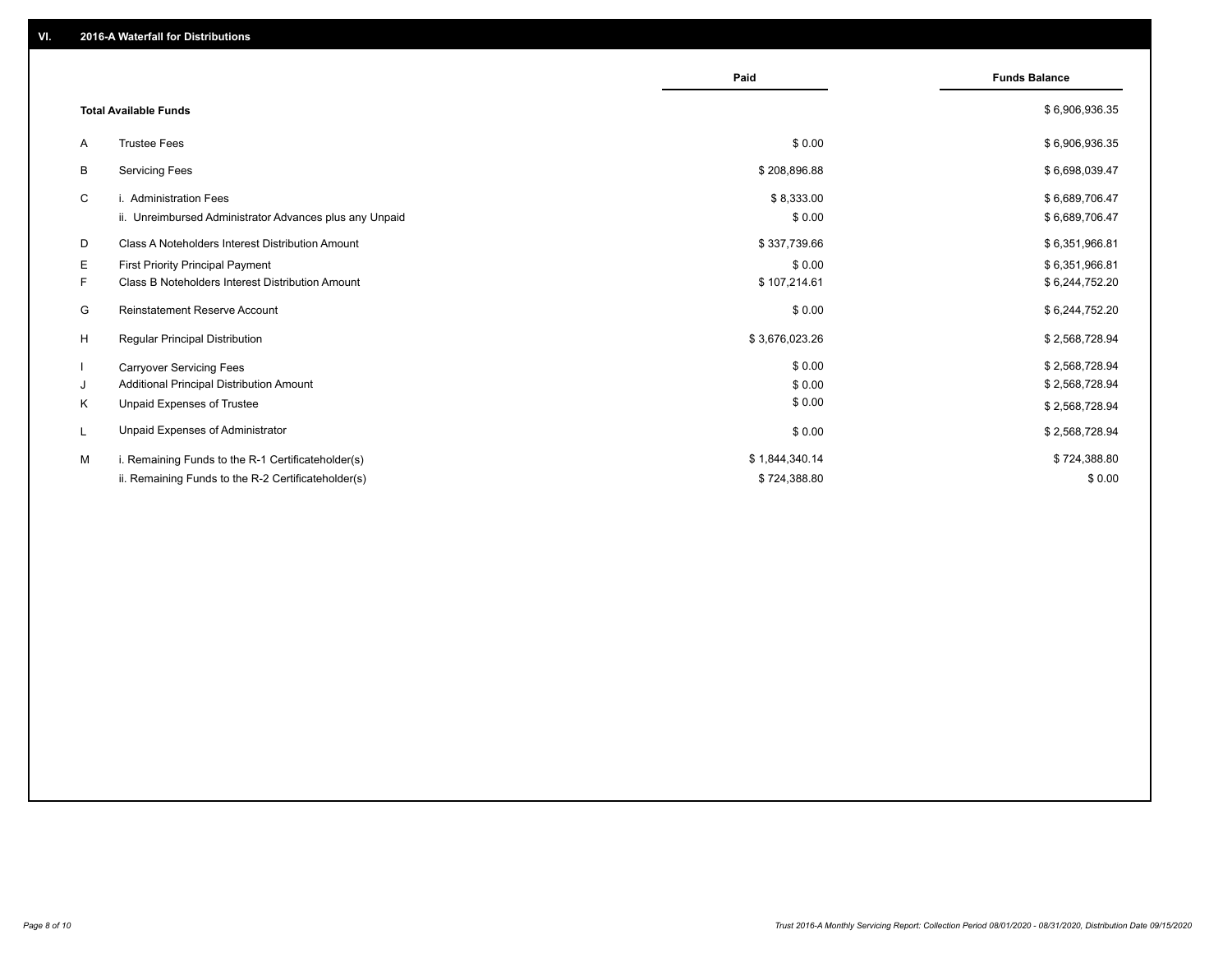## VI. 2016-A Waterfall for Distributions

| | | Paid | Funds Balance |
|---|---|---|---|
| | **Total Available Funds** | | $ 6,906,936.35 |
| A | Trustee Fees | $ 0.00 | $ 6,906,936.35 |
| B | Servicing Fees | $ 208,896.88 | $ 6,698,039.47 |
| C | i. Administration Fees | $ 8,333.00 | $ 6,689,706.47 |
| | ii. Unreimbursed Administrator Advances plus any Unpaid | $ 0.00 | $ 6,689,706.47 |
| D | Class A Noteholders Interest Distribution Amount | $ 337,739.66 | $ 6,351,966.81 |
| E | First Priority Principal Payment | $ 0.00 | $ 6,351,966.81 |
| F | Class B Noteholders Interest Distribution Amount | $ 107,214.61 | $ 6,244,752.20 |
| G | Reinstatement Reserve Account | $ 0.00 | $ 6,244,752.20 |
| H | Regular Principal Distribution | $ 3,676,023.26 | $ 2,568,728.94 |
| I | Carryover Servicing Fees | $ 0.00 | $ 2,568,728.94 |
| J | Additional Principal Distribution Amount | $ 0.00 | $ 2,568,728.94 |
| K | Unpaid Expenses of Trustee | $ 0.00 | $ 2,568,728.94 |
| L | Unpaid Expenses of Administrator | $ 0.00 | $ 2,568,728.94 |
| M | i. Remaining Funds to the R-1 Certificateholder(s) | $ 1,844,340.14 | $ 724,388.80 |
| | ii. Remaining Funds to the R-2 Certificateholder(s) | $ 724,388.80 | $ 0.00 |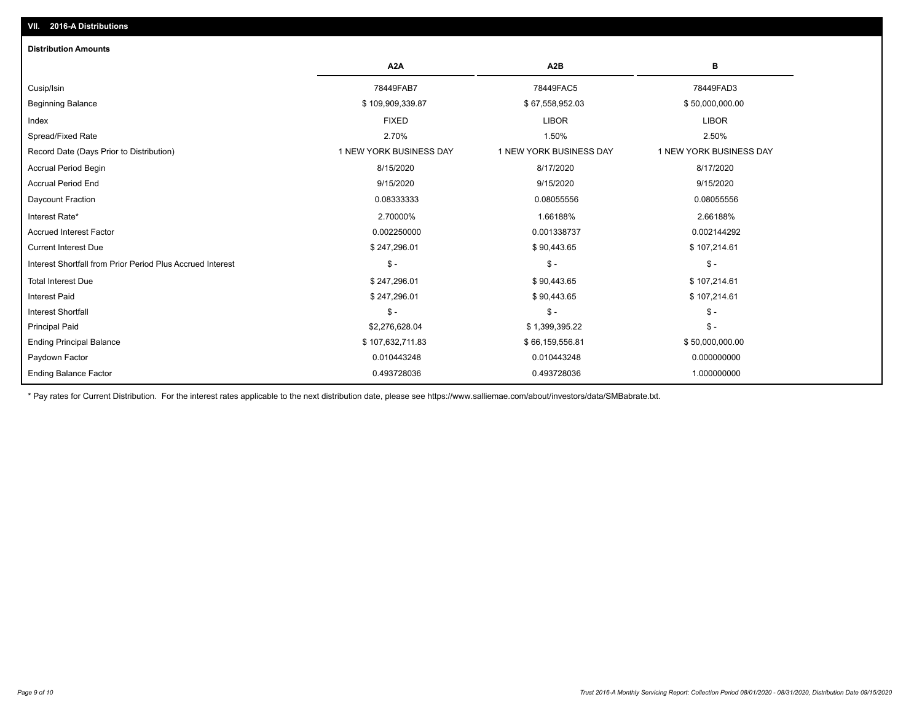## VII. 2016-A Distributions

### Distribution Amounts

| | A2A | A2B | B |
|---|---|---|---|
| Cusip/Isin | 78449FAB7 | 78449FAC5 | 78449FAD3 |
| Beginning Balance | $ 109,909,339.87 | $ 67,558,952.03 | $ 50,000,000.00 |
| Index | FIXED | LIBOR | LIBOR |
| Spread/Fixed Rate | 2.70% | 1.50% | 2.50% |
| Record Date (Days Prior to Distribution) | 1 NEW YORK BUSINESS DAY | 1 NEW YORK BUSINESS DAY | 1 NEW YORK BUSINESS DAY |
| Accrual Period Begin | 8/15/2020 | 8/17/2020 | 8/17/2020 |
| Accrual Period End | 9/15/2020 | 9/15/2020 | 9/15/2020 |
| Daycount Fraction | 0.08333333 | 0.08055556 | 0.08055556 |
| Interest Rate* | 2.70000% | 1.66188% | 2.66188% |
| Accrued Interest Factor | 0.002250000 | 0.001338737 | 0.002144292 |
| Current Interest Due | $ 247,296.01 | $ 90,443.65 | $ 107,214.61 |
| Interest Shortfall from Prior Period Plus Accrued Interest | $ - | $ - | $ - |
| Total Interest Due | $ 247,296.01 | $ 90,443.65 | $ 107,214.61 |
| Interest Paid | $ 247,296.01 | $ 90,443.65 | $ 107,214.61 |
| Interest Shortfall | $ - | $ - | $ - |
| Principal Paid | $2,276,628.04 | $ 1,399,395.22 | $ - |
| Ending Principal Balance | $ 107,632,711.83 | $ 66,159,556.81 | $ 50,000,000.00 |
| Paydown Factor | 0.010443248 | 0.010443248 | 0.000000000 |
| Ending Balance Factor | 0.493728036 | 0.493728036 | 1.000000000 |

* Pay rates for Current Distribution. For the interest rates applicable to the next distribution date, please see https://www.salliemae.com/about/investors/data/SMBabrate.txt.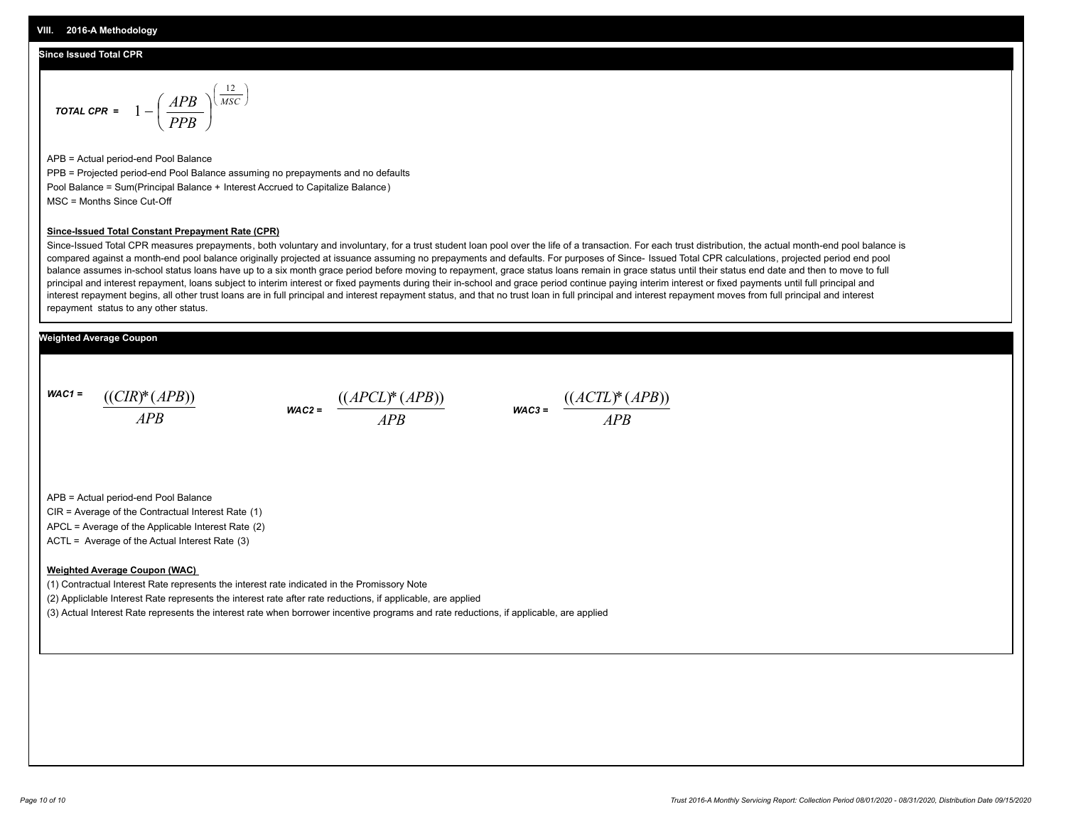## VIII. 2016-A Methodology

### Since Issued Total CPR

$$TOTAL\ CPR = 1 - \left(\frac{APB}{PPB}\right)^{\left(\frac{12}{MSC}\right)}$$

APB = Actual period-end Pool Balance

PPB = Projected period-end Pool Balance assuming no prepayments and no defaults

Pool Balance = Sum(Principal Balance + Interest Accrued to Capitalize Balance)

MSC = Months Since Cut-Off

**Since-Issued Total Constant Prepayment Rate (CPR)**

Since-Issued Total CPR measures prepayments, both voluntary and involuntary, for a trust student loan pool over the life of a transaction. For each trust distribution, the actual month-end pool balance is compared against a month-end pool balance originally projected at issuance assuming no prepayments and defaults. For purposes of Since- Issued Total CPR calculations, projected period end pool balance assumes in-school status loans have up to a six month grace period before moving to repayment, grace status loans remain in grace status until their status end date and then to move to full principal and interest repayment, loans subject to interim interest or fixed payments during their in-school and grace period continue paying interim interest or fixed payments until full principal and interest repayment begins, all other trust loans are in full principal and interest repayment status, and that no trust loan in full principal and interest repayment moves from full principal and interest repayment status to any other status.

### Weighted Average Coupon

$$WAC1 = \frac{((CIR)^{*}(APB))}{APB} \qquad WAC2 = \frac{((APCL)^{*}(APB))}{APB} \qquad WAC3 = \frac{((ACTL)^{*}(APB))}{APB}$$

APB = Actual period-end Pool Balance

CIR = Average of the Contractual Interest Rate (1)

APCL = Average of the Applicable Interest Rate (2)

ACTL = Average of the Actual Interest Rate (3)

**Weighted Average Coupon (WAC)**

(1) Contractual Interest Rate represents the interest rate indicated in the Promissory Note

(2) Appliclable Interest Rate represents the interest rate after rate reductions, if applicable, are applied

(3) Actual Interest Rate represents the interest rate when borrower incentive programs and rate reductions, if applicable, are applied